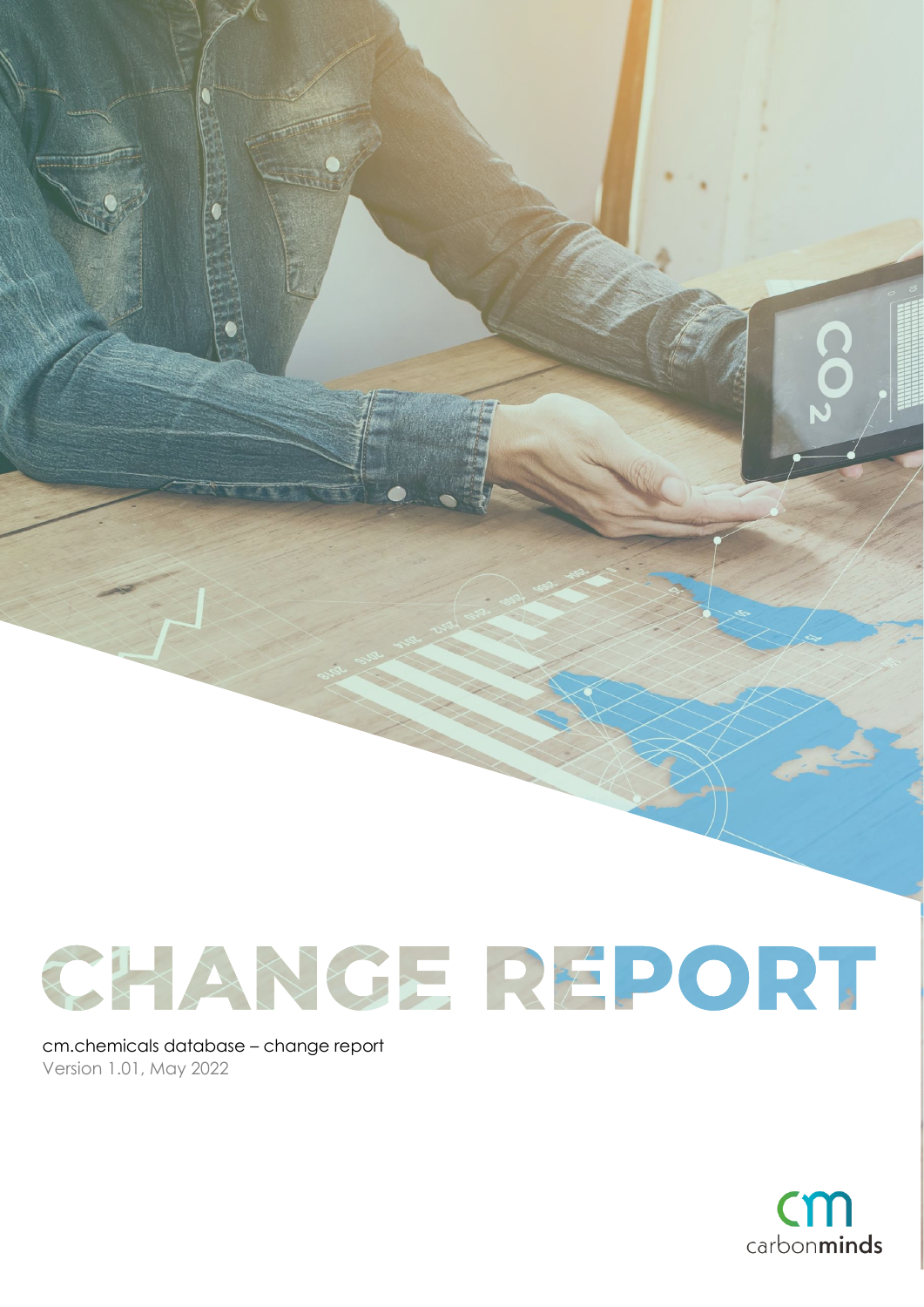# CHANGE REPORT

cm.chemicals database – change report

Version 1.01, May 2022

carbonminds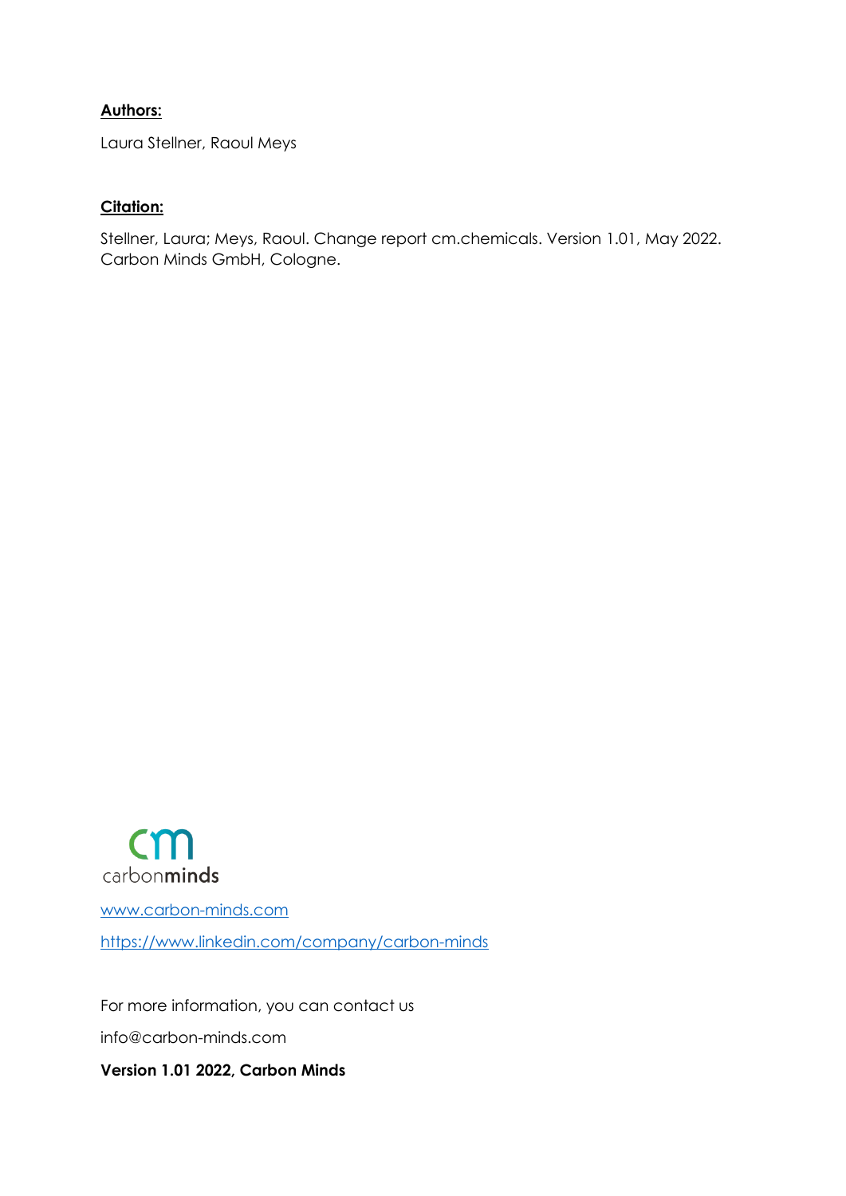**Authors:**

Laura Stellner, Raoul Meys

**Citation:**

Stellner, Laura; Meys, Raoul. Change report cm.chemicals. Version 1.01, May 2022. Carbon Minds GmbH, Cologne.

cm

carbon**minds**

www.carbon-minds.com

https://www.linkedin.com/company/carbon-minds

For more information, you can contact us

info@carbon-minds.com

**Version 1.01 2022, Carbon Minds**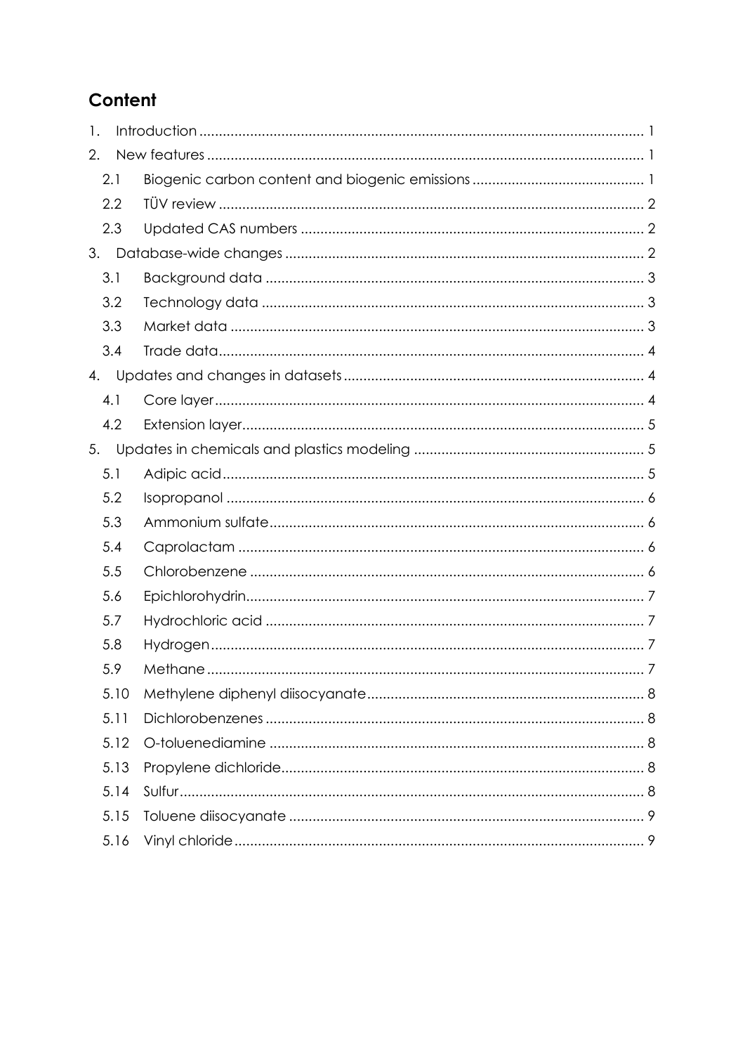## Content

1. Introduction ........................................................................................................ 1
2. New features ....................................................................................................... 1
   - 2.1 Biogenic carbon content and biogenic emissions ........................................... 1
   - 2.2 TÜV review ................................................................................................. 2
   - 2.3 Updated CAS numbers ................................................................................ 2
3. Database-wide changes ...................................................................................... 2
   - 3.1 Background data ........................................................................................ 3
   - 3.2 Technology data ......................................................................................... 3
   - 3.3 Market data ................................................................................................ 3
   - 3.4 Trade data .................................................................................................. 4
4. Updates and changes in datasets ........................................................................ 4
   - 4.1 Core layer ................................................................................................... 4
   - 4.2 Extension layer ............................................................................................ 5
5. Updates in chemicals and plastics modeling ....................................................... 5
   - 5.1 Adipic acid .................................................................................................. 5
   - 5.2 Isopropanol ................................................................................................. 6
   - 5.3 Ammonium sulfate ....................................................................................... 6
   - 5.4 Caprolactam ............................................................................................... 6
   - 5.5 Chlorobenzene ............................................................................................ 6
   - 5.6 Epichlorohydrin ............................................................................................ 7
   - 5.7 Hydrochloric acid ........................................................................................ 7
   - 5.8 Hydrogen ..................................................................................................... 7
   - 5.9 Methane ...................................................................................................... 7
   - 5.10 Methylene diphenyl diisocyanate ................................................................ 8
   - 5.11 Dichlorobenzenes ....................................................................................... 8
   - 5.12 O-toluenediamine ....................................................................................... 8
   - 5.13 Propylene dichloride ................................................................................... 8
   - 5.14 Sulfur ......................................................................................................... 8
   - 5.15 Toluene diisocyanate .................................................................................. 9
   - 5.16 Vinyl chloride .............................................................................................. 9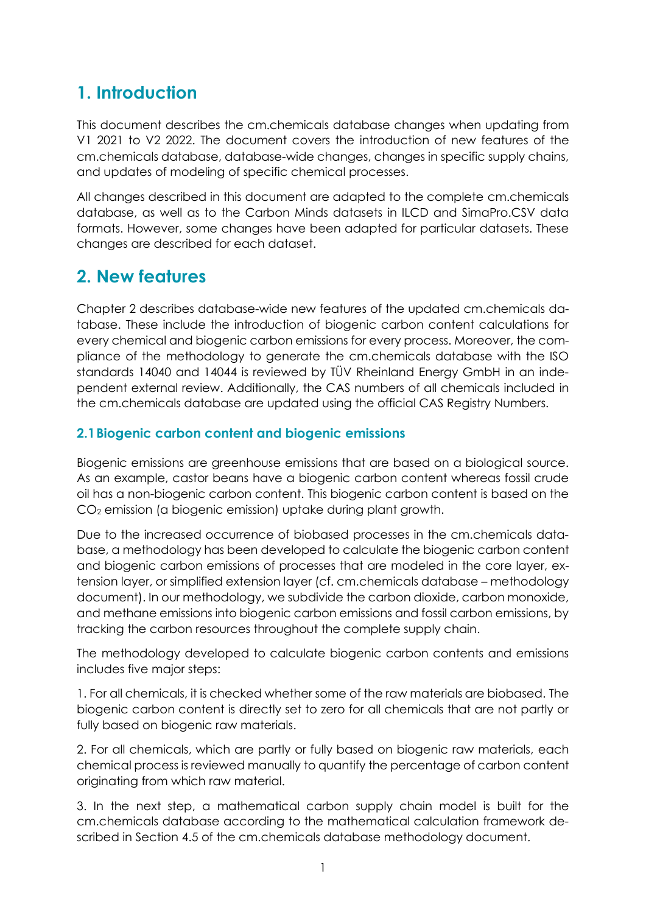# 1. Introduction

This document describes the cm.chemicals database changes when updating from V1 2021 to V2 2022. The document covers the introduction of new features of the cm.chemicals database, database-wide changes, changes in specific supply chains, and updates of modeling of specific chemical processes.

All changes described in this document are adapted to the complete cm.chemicals database, as well as to the Carbon Minds datasets in ILCD and SimaPro.CSV data formats. However, some changes have been adapted for particular datasets. These changes are described for each dataset.

# 2. New features

Chapter 2 describes database-wide new features of the updated cm.chemicals database. These include the introduction of biogenic carbon content calculations for every chemical and biogenic carbon emissions for every process. Moreover, the compliance of the methodology to generate the cm.chemicals database with the ISO standards 14040 and 14044 is reviewed by TÜV Rheinland Energy GmbH in an independent external review. Additionally, the CAS numbers of all chemicals included in the cm.chemicals database are updated using the official CAS Registry Numbers.

## 2.1 Biogenic carbon content and biogenic emissions

Biogenic emissions are greenhouse emissions that are based on a biological source. As an example, castor beans have a biogenic carbon content whereas fossil crude oil has a non-biogenic carbon content. This biogenic carbon content is based on the $CO_2$ emission (a biogenic emission) uptake during plant growth.

Due to the increased occurrence of biobased processes in the cm.chemicals database, a methodology has been developed to calculate the biogenic carbon content and biogenic carbon emissions of processes that are modeled in the core layer, extension layer, or simplified extension layer (cf. cm.chemicals database – methodology document). In our methodology, we subdivide the carbon dioxide, carbon monoxide, and methane emissions into biogenic carbon emissions and fossil carbon emissions, by tracking the carbon resources throughout the complete supply chain.

The methodology developed to calculate biogenic carbon contents and emissions includes five major steps:

1. For all chemicals, it is checked whether some of the raw materials are biobased. The biogenic carbon content is directly set to zero for all chemicals that are not partly or fully based on biogenic raw materials.

2. For all chemicals, which are partly or fully based on biogenic raw materials, each chemical process is reviewed manually to quantify the percentage of carbon content originating from which raw material.

3. In the next step, a mathematical carbon supply chain model is built for the cm.chemicals database according to the mathematical calculation framework described in Section 4.5 of the cm.chemicals database methodology document.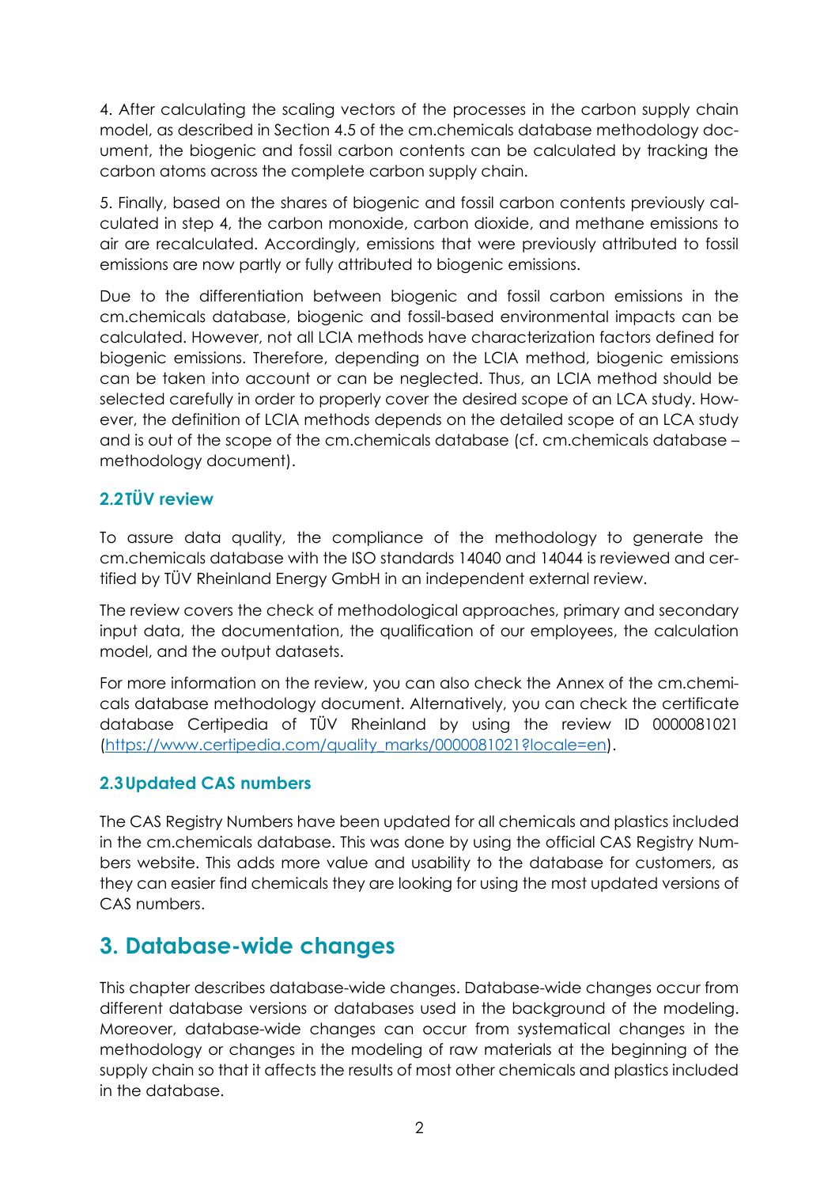4. After calculating the scaling vectors of the processes in the carbon supply chain model, as described in Section 4.5 of the cm.chemicals database methodology document, the biogenic and fossil carbon contents can be calculated by tracking the carbon atoms across the complete carbon supply chain.

5. Finally, based on the shares of biogenic and fossil carbon contents previously calculated in step 4, the carbon monoxide, carbon dioxide, and methane emissions to air are recalculated. Accordingly, emissions that were previously attributed to fossil emissions are now partly or fully attributed to biogenic emissions.

Due to the differentiation between biogenic and fossil carbon emissions in the cm.chemicals database, biogenic and fossil-based environmental impacts can be calculated. However, not all LCIA methods have characterization factors defined for biogenic emissions. Therefore, depending on the LCIA method, biogenic emissions can be taken into account or can be neglected. Thus, an LCIA method should be selected carefully in order to properly cover the desired scope of an LCA study. However, the definition of LCIA methods depends on the detailed scope of an LCA study and is out of the scope of the cm.chemicals database (cf. cm.chemicals database – methodology document).

### 2.2 TÜV review

To assure data quality, the compliance of the methodology to generate the cm.chemicals database with the ISO standards 14040 and 14044 is reviewed and certified by TÜV Rheinland Energy GmbH in an independent external review.

The review covers the check of methodological approaches, primary and secondary input data, the documentation, the qualification of our employees, the calculation model, and the output datasets.

For more information on the review, you can also check the Annex of the cm.chemicals database methodology document. Alternatively, you can check the certificate database Certipedia of TÜV Rheinland by using the review ID 0000081021 ([https://www.certipedia.com/quality_marks/0000081021?locale=en](https://www.certipedia.com/quality_marks/0000081021?locale=en)).

### 2.3 Updated CAS numbers

The CAS Registry Numbers have been updated for all chemicals and plastics included in the cm.chemicals database. This was done by using the official CAS Registry Numbers website. This adds more value and usability to the database for customers, as they can easier find chemicals they are looking for using the most updated versions of CAS numbers.

## 3. Database-wide changes

This chapter describes database-wide changes. Database-wide changes occur from different database versions or databases used in the background of the modeling. Moreover, database-wide changes can occur from systematical changes in the methodology or changes in the modeling of raw materials at the beginning of the supply chain so that it affects the results of most other chemicals and plastics included in the database.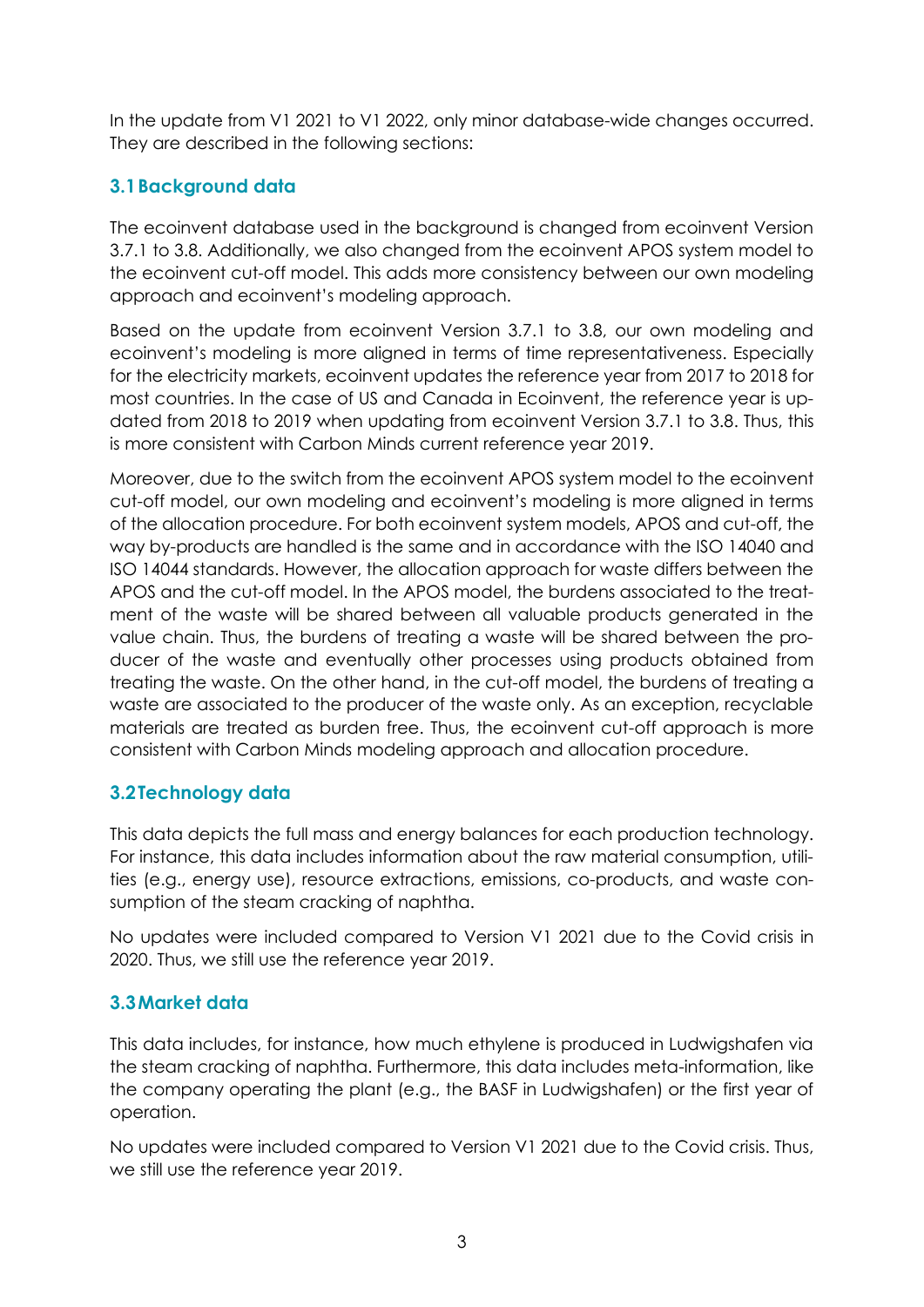In the update from V1 2021 to V1 2022, only minor database-wide changes occurred. They are described in the following sections:

## 3.1 Background data

The ecoinvent database used in the background is changed from ecoinvent Version 3.7.1 to 3.8. Additionally, we also changed from the ecoinvent APOS system model to the ecoinvent cut-off model. This adds more consistency between our own modeling approach and ecoinvent's modeling approach.

Based on the update from ecoinvent Version 3.7.1 to 3.8, our own modeling and ecoinvent's modeling is more aligned in terms of time representativeness. Especially for the electricity markets, ecoinvent updates the reference year from 2017 to 2018 for most countries. In the case of US and Canada in Ecoinvent, the reference year is updated from 2018 to 2019 when updating from ecoinvent Version 3.7.1 to 3.8. Thus, this is more consistent with Carbon Minds current reference year 2019.

Moreover, due to the switch from the ecoinvent APOS system model to the ecoinvent cut-off model, our own modeling and ecoinvent's modeling is more aligned in terms of the allocation procedure. For both ecoinvent system models, APOS and cut-off, the way by-products are handled is the same and in accordance with the ISO 14040 and ISO 14044 standards. However, the allocation approach for waste differs between the APOS and the cut-off model. In the APOS model, the burdens associated to the treatment of the waste will be shared between all valuable products generated in the value chain. Thus, the burdens of treating a waste will be shared between the producer of the waste and eventually other processes using products obtained from treating the waste. On the other hand, in the cut-off model, the burdens of treating a waste are associated to the producer of the waste only. As an exception, recyclable materials are treated as burden free. Thus, the ecoinvent cut-off approach is more consistent with Carbon Minds modeling approach and allocation procedure.

## 3.2 Technology data

This data depicts the full mass and energy balances for each production technology. For instance, this data includes information about the raw material consumption, utilities (e.g., energy use), resource extractions, emissions, co-products, and waste consumption of the steam cracking of naphtha.

No updates were included compared to Version V1 2021 due to the Covid crisis in 2020. Thus, we still use the reference year 2019.

## 3.3 Market data

This data includes, for instance, how much ethylene is produced in Ludwigshafen via the steam cracking of naphtha. Furthermore, this data includes meta-information, like the company operating the plant (e.g., the BASF in Ludwigshafen) or the first year of operation.

No updates were included compared to Version V1 2021 due to the Covid crisis. Thus, we still use the reference year 2019.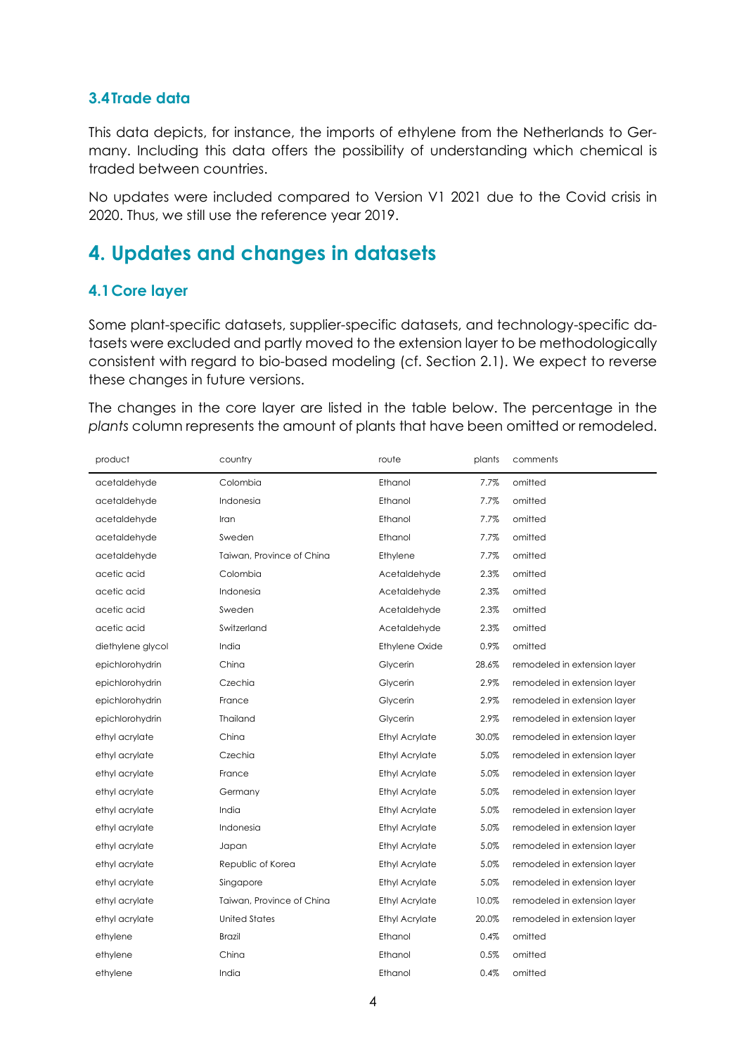### 3.4 Trade data

This data depicts, for instance, the imports of ethylene from the Netherlands to Germany. Including this data offers the possibility of understanding which chemical is traded between countries.

No updates were included compared to Version V1 2021 due to the Covid crisis in 2020. Thus, we still use the reference year 2019.

## 4. Updates and changes in datasets

### 4.1 Core layer

Some plant-specific datasets, supplier-specific datasets, and technology-specific datasets were excluded and partly moved to the extension layer to be methodologically consistent with regard to bio-based modeling (cf. Section 2.1). We expect to reverse these changes in future versions.

The changes in the core layer are listed in the table below. The percentage in the *plants* column represents the amount of plants that have been omitted or remodeled.

| product | country | route | plants | comments |
|---|---|---|---|---|
| acetaldehyde | Colombia | Ethanol | 7.7% | omitted |
| acetaldehyde | Indonesia | Ethanol | 7.7% | omitted |
| acetaldehyde | Iran | Ethanol | 7.7% | omitted |
| acetaldehyde | Sweden | Ethanol | 7.7% | omitted |
| acetaldehyde | Taiwan, Province of China | Ethylene | 7.7% | omitted |
| acetic acid | Colombia | Acetaldehyde | 2.3% | omitted |
| acetic acid | Indonesia | Acetaldehyde | 2.3% | omitted |
| acetic acid | Sweden | Acetaldehyde | 2.3% | omitted |
| acetic acid | Switzerland | Acetaldehyde | 2.3% | omitted |
| diethylene glycol | India | Ethylene Oxide | 0.9% | omitted |
| epichlorohydrin | China | Glycerin | 28.6% | remodeled in extension layer |
| epichlorohydrin | Czechia | Glycerin | 2.9% | remodeled in extension layer |
| epichlorohydrin | France | Glycerin | 2.9% | remodeled in extension layer |
| epichlorohydrin | Thailand | Glycerin | 2.9% | remodeled in extension layer |
| ethyl acrylate | China | Ethyl Acrylate | 30.0% | remodeled in extension layer |
| ethyl acrylate | Czechia | Ethyl Acrylate | 5.0% | remodeled in extension layer |
| ethyl acrylate | France | Ethyl Acrylate | 5.0% | remodeled in extension layer |
| ethyl acrylate | Germany | Ethyl Acrylate | 5.0% | remodeled in extension layer |
| ethyl acrylate | India | Ethyl Acrylate | 5.0% | remodeled in extension layer |
| ethyl acrylate | Indonesia | Ethyl Acrylate | 5.0% | remodeled in extension layer |
| ethyl acrylate | Japan | Ethyl Acrylate | 5.0% | remodeled in extension layer |
| ethyl acrylate | Republic of Korea | Ethyl Acrylate | 5.0% | remodeled in extension layer |
| ethyl acrylate | Singapore | Ethyl Acrylate | 5.0% | remodeled in extension layer |
| ethyl acrylate | Taiwan, Province of China | Ethyl Acrylate | 10.0% | remodeled in extension layer |
| ethyl acrylate | United States | Ethyl Acrylate | 20.0% | remodeled in extension layer |
| ethylene | Brazil | Ethanol | 0.4% | omitted |
| ethylene | China | Ethanol | 0.5% | omitted |
| ethylene | India | Ethanol | 0.4% | omitted |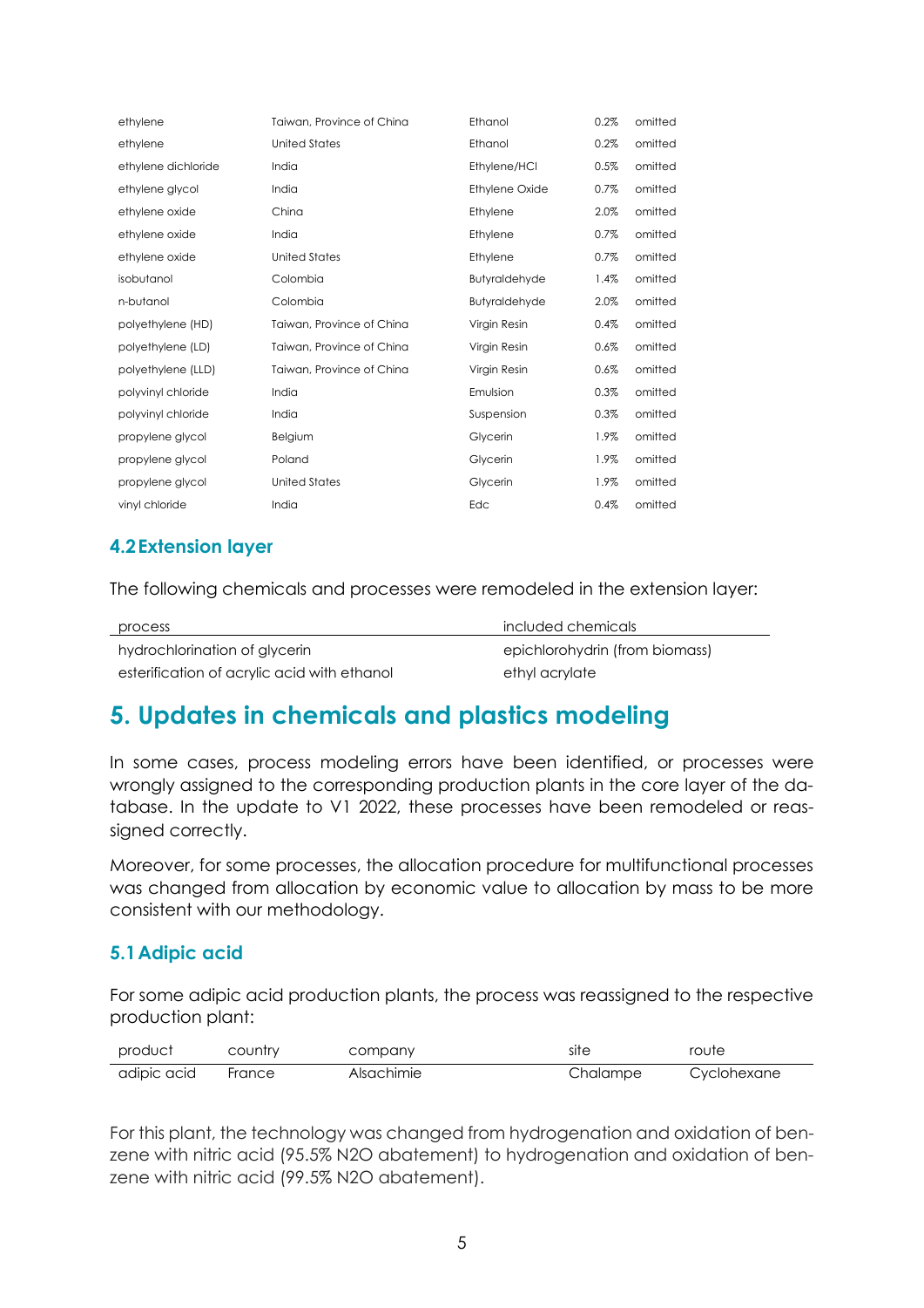| | | | | |
|---|---|---|---|---|
| ethylene | Taiwan, Province of China | Ethanol | 0.2% | omitted |
| ethylene | United States | Ethanol | 0.2% | omitted |
| ethylene dichloride | India | Ethylene/HCl | 0.5% | omitted |
| ethylene glycol | India | Ethylene Oxide | 0.7% | omitted |
| ethylene oxide | China | Ethylene | 2.0% | omitted |
| ethylene oxide | India | Ethylene | 0.7% | omitted |
| ethylene oxide | United States | Ethylene | 0.7% | omitted |
| isobutanol | Colombia | Butyraldehyde | 1.4% | omitted |
| n-butanol | Colombia | Butyraldehyde | 2.0% | omitted |
| polyethylene (HD) | Taiwan, Province of China | Virgin Resin | 0.4% | omitted |
| polyethylene (LD) | Taiwan, Province of China | Virgin Resin | 0.6% | omitted |
| polyethylene (LLD) | Taiwan, Province of China | Virgin Resin | 0.6% | omitted |
| polyvinyl chloride | India | Emulsion | 0.3% | omitted |
| polyvinyl chloride | India | Suspension | 0.3% | omitted |
| propylene glycol | Belgium | Glycerin | 1.9% | omitted |
| propylene glycol | Poland | Glycerin | 1.9% | omitted |
| propylene glycol | United States | Glycerin | 1.9% | omitted |
| vinyl chloride | India | Edc | 0.4% | omitted |

### 4.2 Extension layer

The following chemicals and processes were remodeled in the extension layer:

| process | included chemicals |
|---|---|
| hydrochlorination of glycerin | epichlorohydrin (from biomass) |
| esterification of acrylic acid with ethanol | ethyl acrylate |

## 5. Updates in chemicals and plastics modeling

In some cases, process modeling errors have been identified, or processes were wrongly assigned to the corresponding production plants in the core layer of the database. In the update to V1 2022, these processes have been remodeled or reassigned correctly.

Moreover, for some processes, the allocation procedure for multifunctional processes was changed from allocation by economic value to allocation by mass to be more consistent with our methodology.

### 5.1 Adipic acid

For some adipic acid production plants, the process was reassigned to the respective production plant:

| product | country | company | site | route |
|---|---|---|---|---|
| adipic acid | France | Alsachimie | Chalampe | Cyclohexane |

For this plant, the technology was changed from hydrogenation and oxidation of benzene with nitric acid (95.5% N2O abatement) to hydrogenation and oxidation of benzene with nitric acid (99.5% N2O abatement).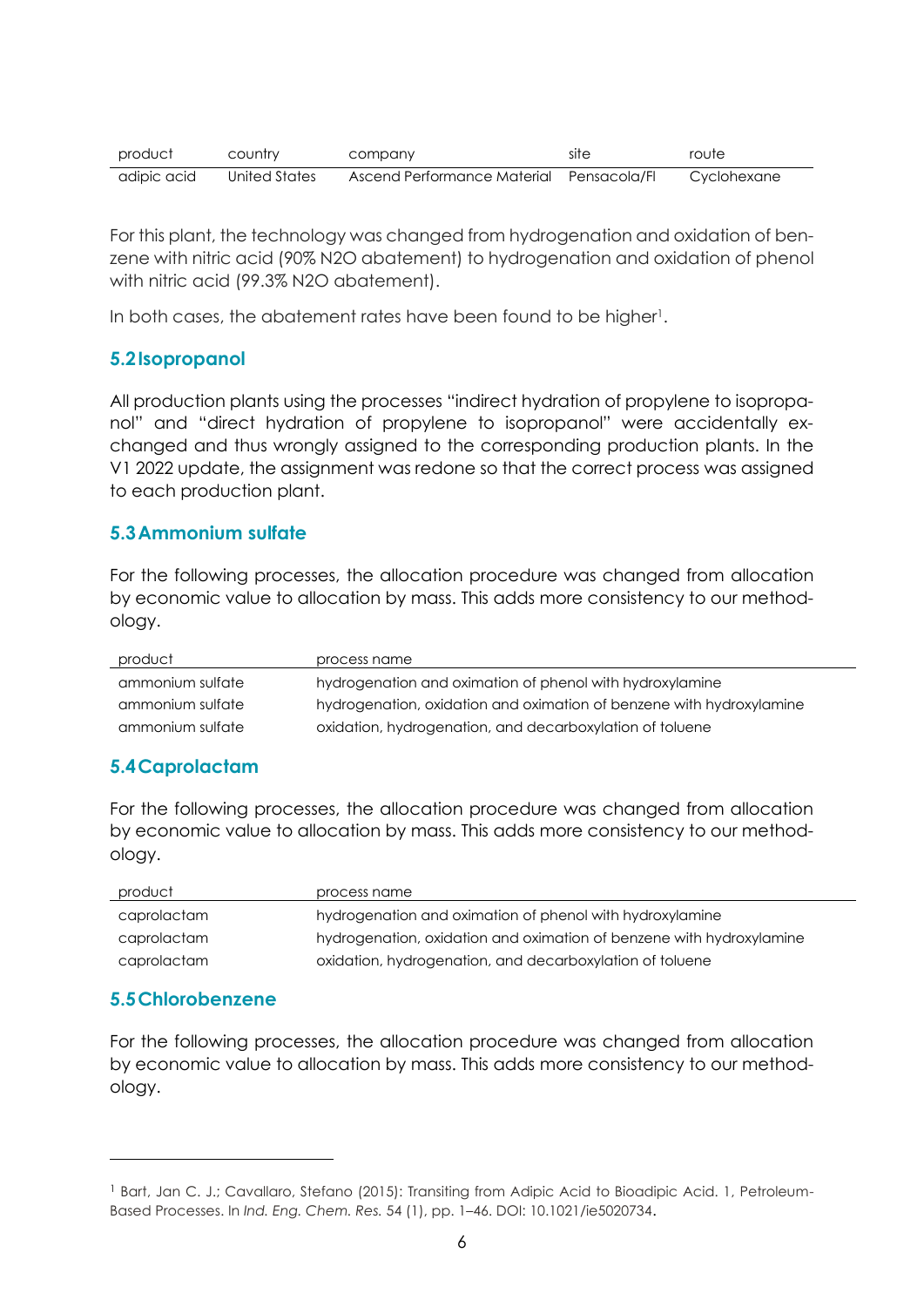| product | country | company | site | route |
| --- | --- | --- | --- | --- |
| adipic acid | United States | Ascend Performance Material | Pensacola/Fl | Cyclohexane |

For this plant, the technology was changed from hydrogenation and oxidation of benzene with nitric acid (90% N2O abatement) to hydrogenation and oxidation of phenol with nitric acid (99.3% N2O abatement).

In both cases, the abatement rates have been found to be higher[1].

## 5.2 Isopropanol

All production plants using the processes "indirect hydration of propylene to isopropanol" and "direct hydration of propylene to isopropanol" were accidentally exchanged and thus wrongly assigned to the corresponding production plants. In the V1 2022 update, the assignment was redone so that the correct process was assigned to each production plant.

## 5.3 Ammonium sulfate

For the following processes, the allocation procedure was changed from allocation by economic value to allocation by mass. This adds more consistency to our methodology.

| product | process name |
| --- | --- |
| ammonium sulfate | hydrogenation and oximation of phenol with hydroxylamine |
| ammonium sulfate | hydrogenation, oxidation and oximation of benzene with hydroxylamine |
| ammonium sulfate | oxidation, hydrogenation, and decarboxylation of toluene |

## 5.4 Caprolactam

For the following processes, the allocation procedure was changed from allocation by economic value to allocation by mass. This adds more consistency to our methodology.

| product | process name |
| --- | --- |
| caprolactam | hydrogenation and oximation of phenol with hydroxylamine |
| caprolactam | hydrogenation, oxidation and oximation of benzene with hydroxylamine |
| caprolactam | oxidation, hydrogenation, and decarboxylation of toluene |

## 5.5 Chlorobenzene

For the following processes, the allocation procedure was changed from allocation by economic value to allocation by mass. This adds more consistency to our methodology.

---

[1] Bart, Jan C. J.; Cavallaro, Stefano (2015): Transiting from Adipic Acid to Bioadipic Acid. 1, Petroleum-Based Processes. In *Ind. Eng. Chem. Res.* 54 (1), pp. 1–46. DOI: 10.1021/ie5020734.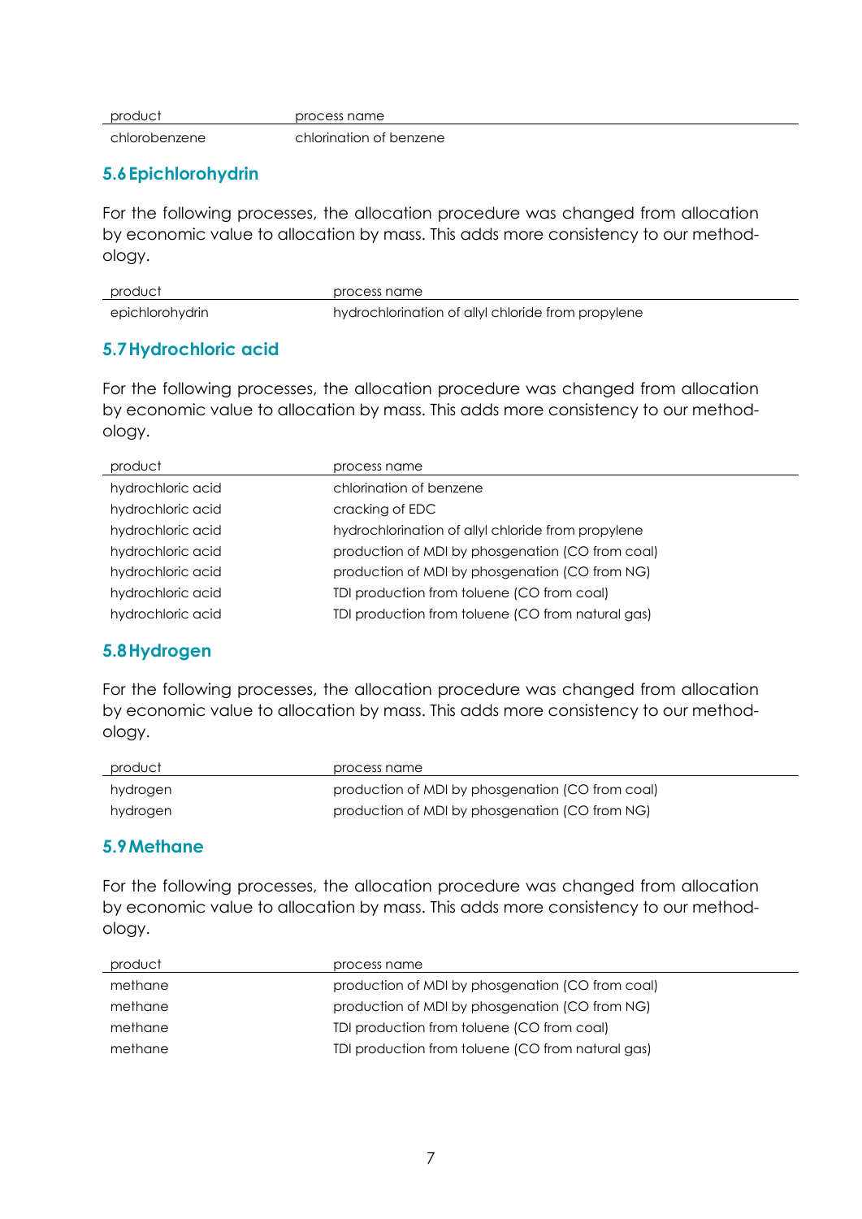| product | process name |
|---|---|
| chlorobenzene | chlorination of benzene |

## 5.6 Epichlorohydrin

For the following processes, the allocation procedure was changed from allocation by economic value to allocation by mass. This adds more consistency to our methodology.

| product | process name |
|---|---|
| epichlorohydrin | hydrochlorination of allyl chloride from propylene |

## 5.7 Hydrochloric acid

For the following processes, the allocation procedure was changed from allocation by economic value to allocation by mass. This adds more consistency to our methodology.

| product | process name |
|---|---|
| hydrochloric acid | chlorination of benzene |
| hydrochloric acid | cracking of EDC |
| hydrochloric acid | hydrochlorination of allyl chloride from propylene |
| hydrochloric acid | production of MDI by phosgenation (CO from coal) |
| hydrochloric acid | production of MDI by phosgenation (CO from NG) |
| hydrochloric acid | TDI production from toluene (CO from coal) |
| hydrochloric acid | TDI production from toluene (CO from natural gas) |

## 5.8 Hydrogen

For the following processes, the allocation procedure was changed from allocation by economic value to allocation by mass. This adds more consistency to our methodology.

| product | process name |
|---|---|
| hydrogen | production of MDI by phosgenation (CO from coal) |
| hydrogen | production of MDI by phosgenation (CO from NG) |

## 5.9 Methane

For the following processes, the allocation procedure was changed from allocation by economic value to allocation by mass. This adds more consistency to our methodology.

| product | process name |
|---|---|
| methane | production of MDI by phosgenation (CO from coal) |
| methane | production of MDI by phosgenation (CO from NG) |
| methane | TDI production from toluene (CO from coal) |
| methane | TDI production from toluene (CO from natural gas) |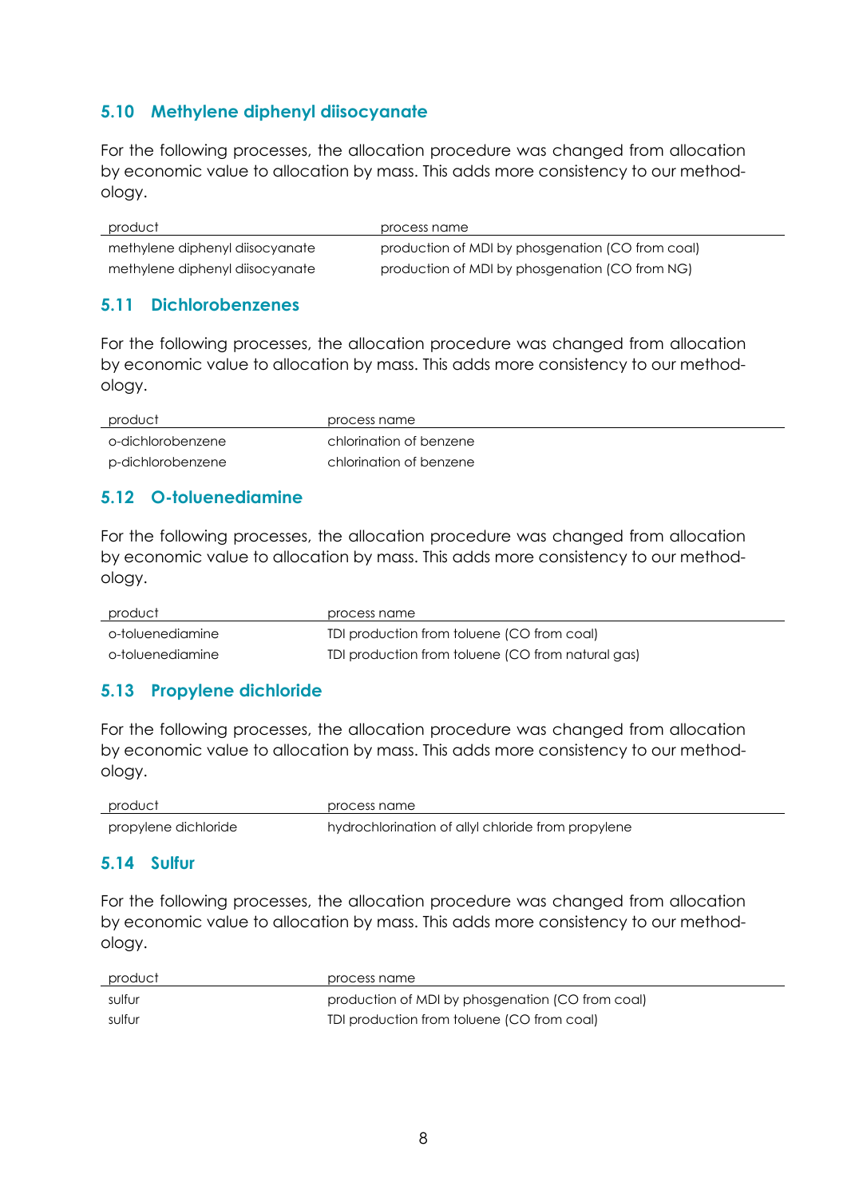## 5.10 Methylene diphenyl diisocyanate

For the following processes, the allocation procedure was changed from allocation by economic value to allocation by mass. This adds more consistency to our methodology.

| product | process name |
|---|---|
| methylene diphenyl diisocyanate | production of MDI by phosgenation (CO from coal) |
| methylene diphenyl diisocyanate | production of MDI by phosgenation (CO from NG) |

## 5.11 Dichlorobenzenes

For the following processes, the allocation procedure was changed from allocation by economic value to allocation by mass. This adds more consistency to our methodology.

| product | process name |
|---|---|
| o-dichlorobenzene | chlorination of benzene |
| p-dichlorobenzene | chlorination of benzene |

## 5.12 O-toluenediamine

For the following processes, the allocation procedure was changed from allocation by economic value to allocation by mass. This adds more consistency to our methodology.

| product | process name |
|---|---|
| o-toluenediamine | TDI production from toluene (CO from coal) |
| o-toluenediamine | TDI production from toluene (CO from natural gas) |

## 5.13 Propylene dichloride

For the following processes, the allocation procedure was changed from allocation by economic value to allocation by mass. This adds more consistency to our methodology.

| product | process name |
|---|---|
| propylene dichloride | hydrochlorination of allyl chloride from propylene |

## 5.14 Sulfur

For the following processes, the allocation procedure was changed from allocation by economic value to allocation by mass. This adds more consistency to our methodology.

| product | process name |
|---|---|
| sulfur | production of MDI by phosgenation (CO from coal) |
| sulfur | TDI production from toluene (CO from coal) |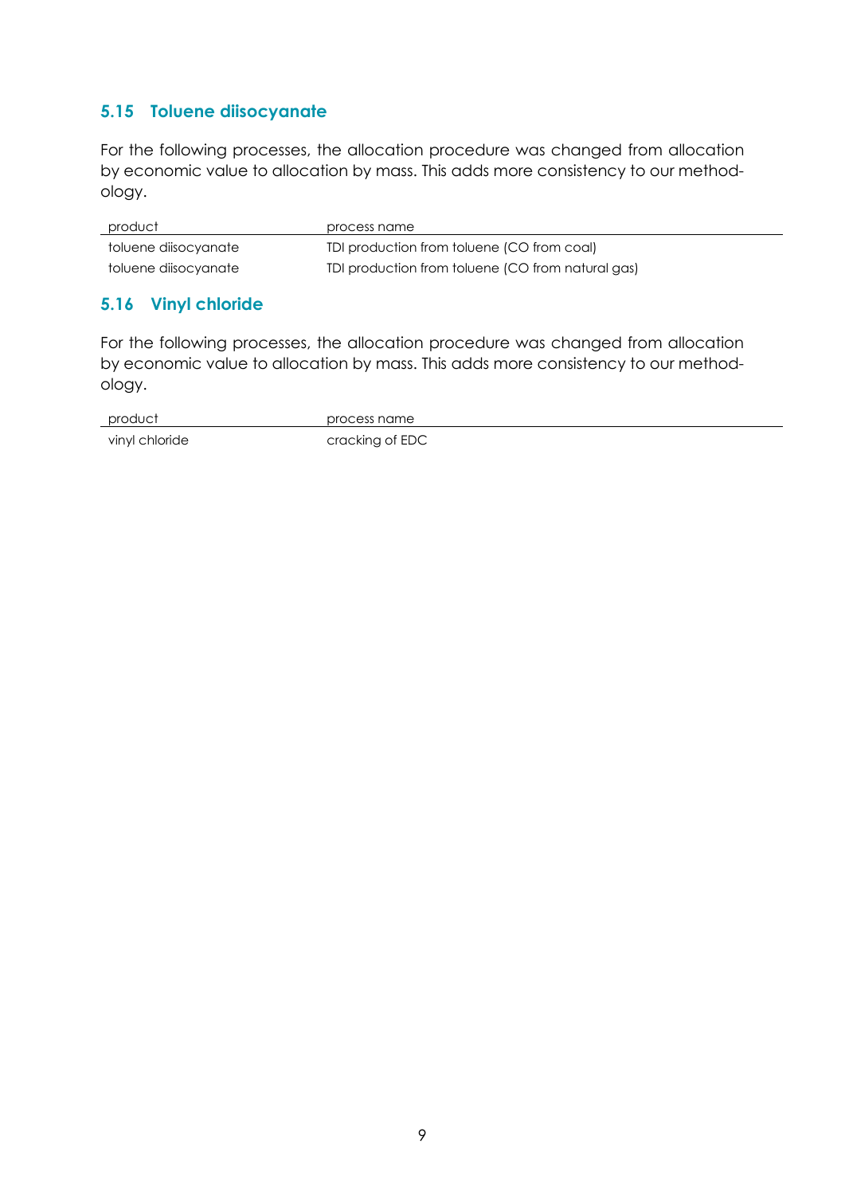### 5.15 Toluene diisocyanate

For the following processes, the allocation procedure was changed from allocation by economic value to allocation by mass. This adds more consistency to our methodology.

| product | process name |
|---|---|
| toluene diisocyanate | TDI production from toluene (CO from coal) |
| toluene diisocyanate | TDI production from toluene (CO from natural gas) |

### 5.16 Vinyl chloride

For the following processes, the allocation procedure was changed from allocation by economic value to allocation by mass. This adds more consistency to our methodology.

| product | process name |
|---|---|
| vinyl chloride | cracking of EDC |